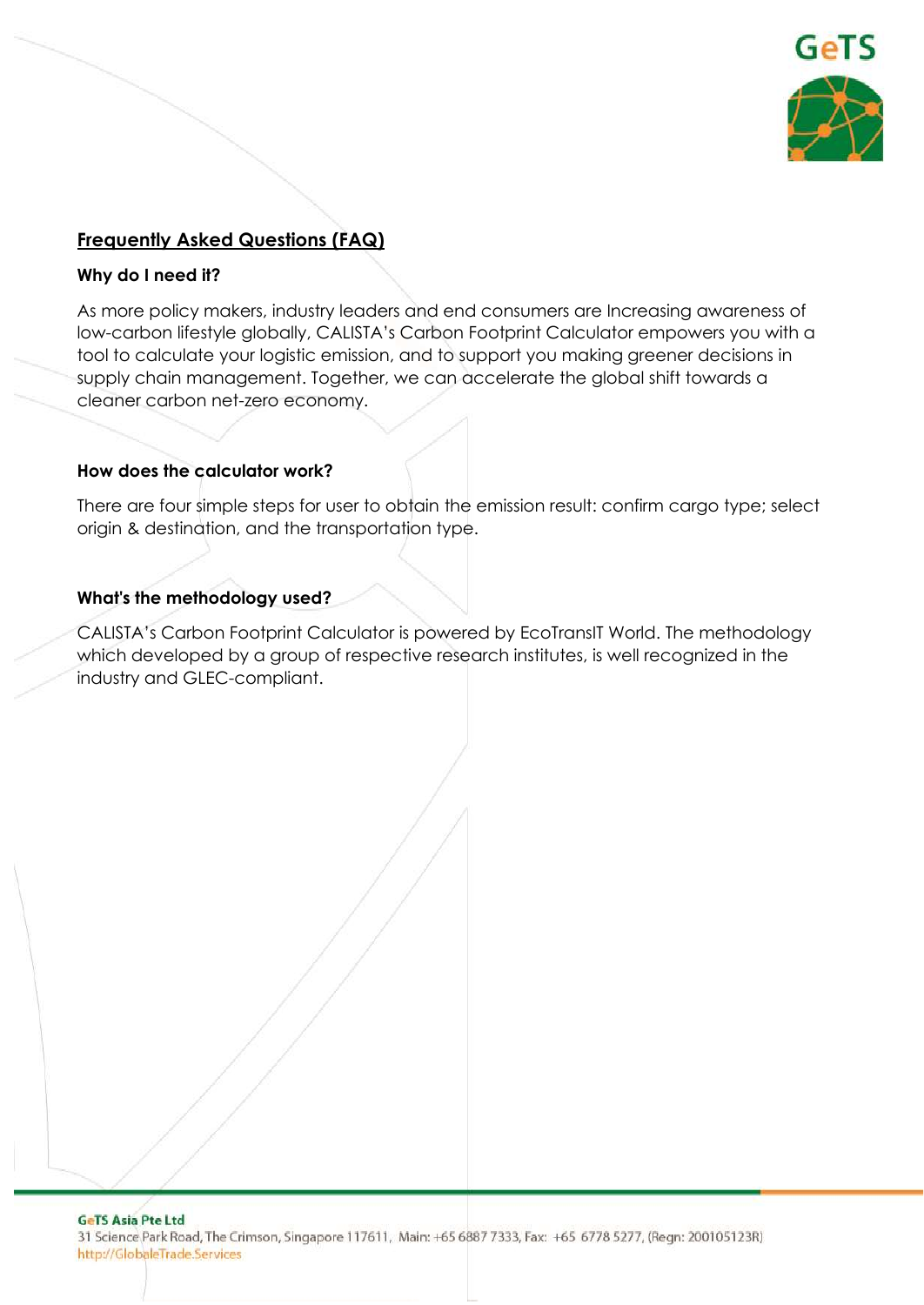## Frequently Asked Questions (FAQ)

### Why do I need it?

As more policy makers, industry leaders and end consumers are Increasing awareness of low-carbon lifestyle globally, CALISTA's Carbon Footprint Calculator empowers you with a tool to calculate your logistic emission, and to support you making greener decisions in supply chain management. Together, we can accelerate the global shift towards a cleaner carbon net-zero economy.

### How does the calculator work?

There are four simple steps for user to obtain the emission result: confirm cargo type; select origin & destination, and the transportation type.

### What's the methodology used?

CALISTA's Carbon Footprint Calculator is powered by EcoTransIT World. The methodology which developed by a group of respective research institutes, is well recognized in the industry and GLEC-compliant.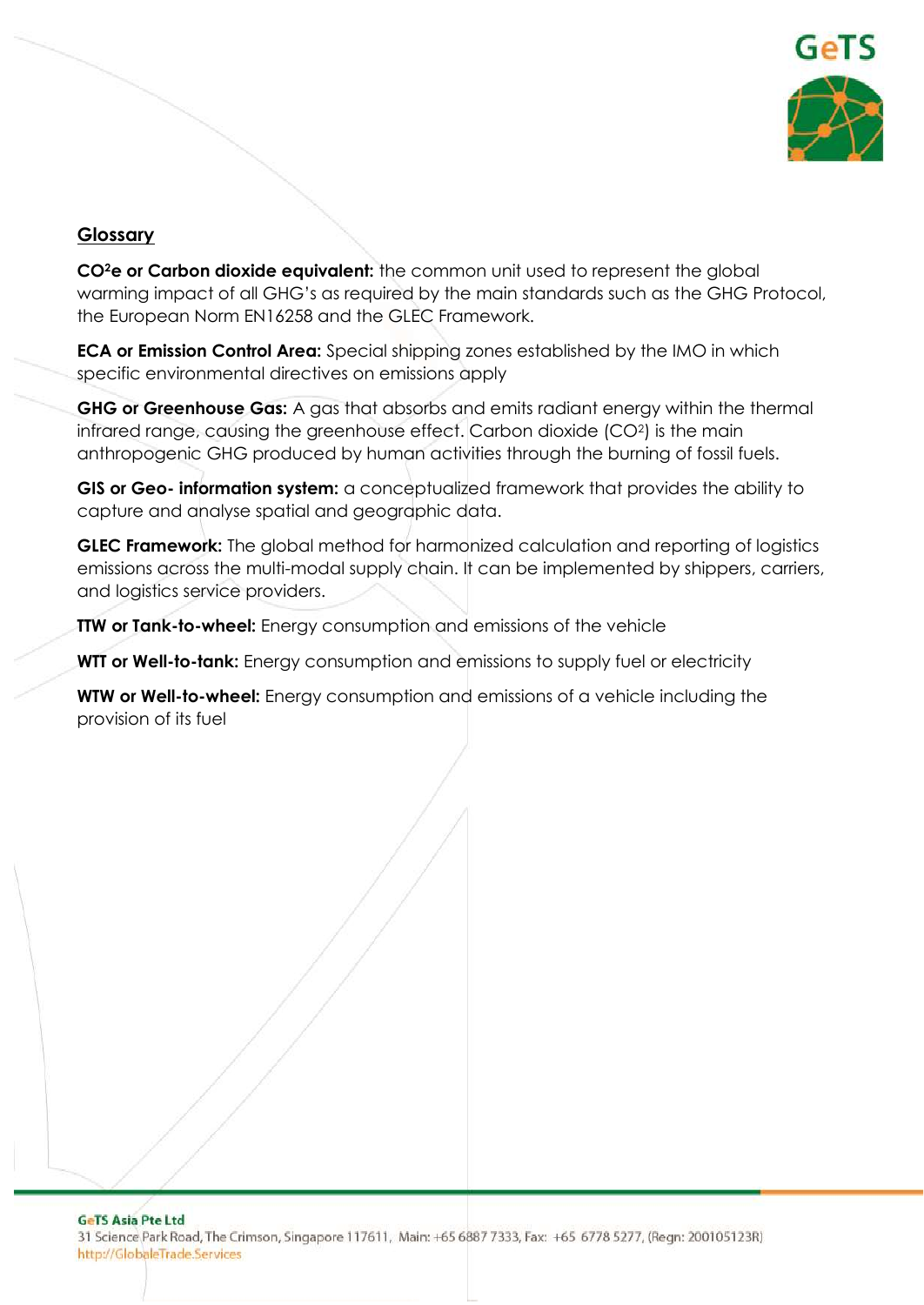## Glossary

**$CO^2e$ or Carbon dioxide equivalent:** the common unit used to represent the global warming impact of all GHG's as required by the main standards such as the GHG Protocol, the European Norm EN16258 and the GLEC Framework.

**ECA or Emission Control Area:** Special shipping zones established by the IMO in which specific environmental directives on emissions apply

**GHG or Greenhouse Gas:** A gas that absorbs and emits radiant energy within the thermal infrared range, causing the greenhouse effect. Carbon dioxide ($CO^2$) is the main anthropogenic GHG produced by human activities through the burning of fossil fuels.

**GIS or Geo- information system:** a conceptualized framework that provides the ability to capture and analyse spatial and geographic data.

**GLEC Framework:** The global method for harmonized calculation and reporting of logistics emissions across the multi-modal supply chain. It can be implemented by shippers, carriers, and logistics service providers.

**TTW or Tank-to-wheel:** Energy consumption and emissions of the vehicle

**WTT or Well-to-tank:** Energy consumption and emissions to supply fuel or electricity

**WTW or Well-to-wheel:** Energy consumption and emissions of a vehicle including the provision of its fuel